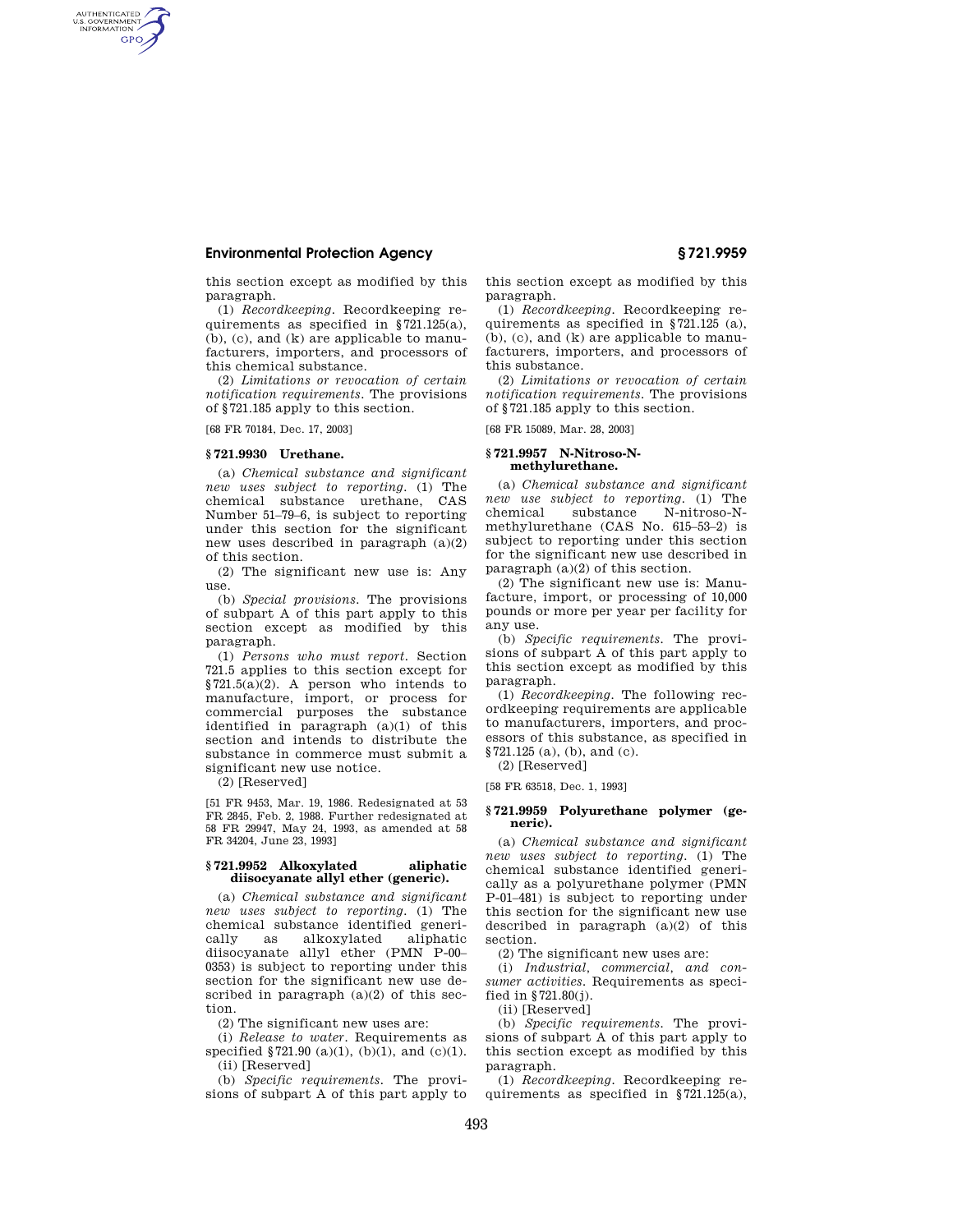this section except as modified by this paragraph.

(1) *Recordkeeping.* Recordkeeping requirements as specified in §721.125(a), (b), (c), and (k) are applicable to manufacturers, importers, and processors of this chemical substance.

(2) *Limitations or revocation of certain notification requirements.* The provisions of §721.185 apply to this section.

[68 FR 70184, Dec. 17, 2003]

### § 721.9930 Urethane.

(a) *Chemical substance and significant new uses subject to reporting.* (1) The chemical substance urethane, CAS Number 51–79–6, is subject to reporting under this section for the significant new uses described in paragraph (a)(2) of this section.

(2) The significant new use is: Any use.

(b) *Special provisions.* The provisions of subpart A of this part apply to this section except as modified by this paragraph.

(1) *Persons who must report.* Section 721.5 applies to this section except for §721.5(a)(2). A person who intends to manufacture, import, or process for commercial purposes the substance identified in paragraph (a)(1) of this section and intends to distribute the substance in commerce must submit a significant new use notice.

(2) [Reserved]

[51 FR 9453, Mar. 19, 1986. Redesignated at 53 FR 2845, Feb. 2, 1988. Further redesignated at 58 FR 29947, May 24, 1993, as amended at 58 FR 34204, June 23, 1993]

### § 721.9952 Alkoxylated aliphatic diisocyanate allyl ether (generic).

(a) *Chemical substance and significant new uses subject to reporting.* (1) The chemical substance identified generically as alkoxylated aliphatic diisocyanate allyl ether (PMN P–00–0353) is subject to reporting under this section for the significant new use described in paragraph (a)(2) of this section.

(2) The significant new uses are:

(i) *Release to water.* Requirements as specified §721.90 (a)(1), (b)(1), and (c)(1).

(ii) [Reserved]

(b) *Specific requirements.* The provisions of subpart A of this part apply to this section except as modified by this paragraph.

(1) *Recordkeeping.* Recordkeeping requirements as specified in §721.125 (a), (b), (c), and (k) are applicable to manufacturers, importers, and processors of this substance.

(2) *Limitations or revocation of certain notification requirements.* The provisions of §721.185 apply to this section.

[68 FR 15089, Mar. 28, 2003]

### § 721.9957 N-Nitroso-N-methylurethane.

(a) *Chemical substance and significant new use subject to reporting.* (1) The chemical substance N-nitroso-N-methylurethane (CAS No. 615–53–2) is subject to reporting under this section for the significant new use described in paragraph (a)(2) of this section.

(2) The significant new use is: Manufacture, import, or processing of 10,000 pounds or more per year per facility for any use.

(b) *Specific requirements.* The provisions of subpart A of this part apply to this section except as modified by this paragraph.

(1) *Recordkeeping.* The following recordkeeping requirements are applicable to manufacturers, importers, and processors of this substance, as specified in §721.125 (a), (b), and (c).

(2) [Reserved]

[58 FR 63518, Dec. 1, 1993]

### § 721.9959 Polyurethane polymer (generic).

(a) *Chemical substance and significant new uses subject to reporting.* (1) The chemical substance identified generically as a polyurethane polymer (PMN P-01–481) is subject to reporting under this section for the significant new use described in paragraph (a)(2) of this section.

(2) The significant new uses are:

(i) *Industrial, commercial, and consumer activities.* Requirements as specified in §721.80(j).

(ii) [Reserved]

(b) *Specific requirements.* The provisions of subpart A of this part apply to this section except as modified by this paragraph.

(1) *Recordkeeping.* Recordkeeping requirements as specified in §721.125(a),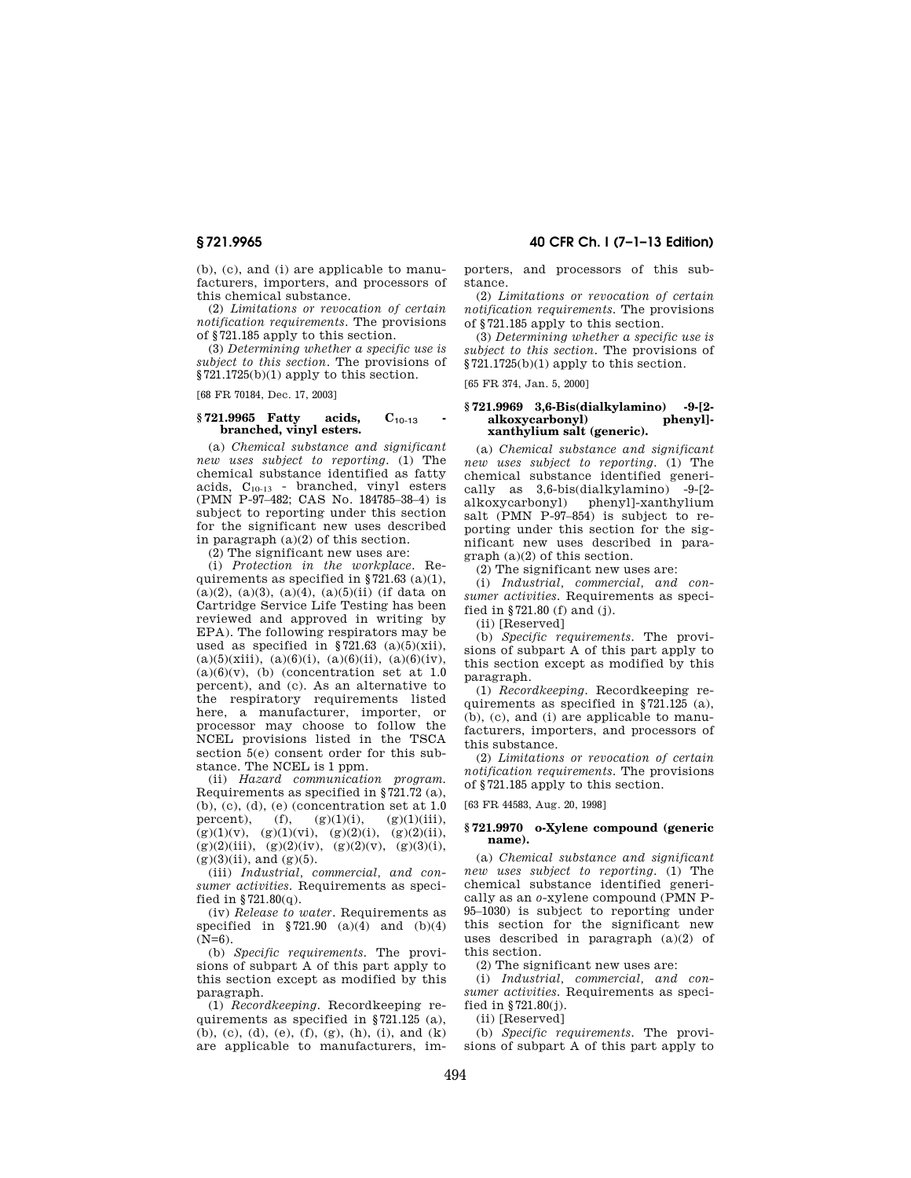(b), (c), and (i) are applicable to manufacturers, importers, and processors of this chemical substance.

(2) *Limitations or revocation of certain notification requirements.* The provisions of §721.185 apply to this section.

(3) *Determining whether a specific use is subject to this section.* The provisions of §721.1725(b)(1) apply to this section.

[68 FR 70184, Dec. 17, 2003]

### §721.9965 Fatty acids, $C_{10\text{-}13}$ - branched, vinyl esters.

(a) *Chemical substance and significant new uses subject to reporting.* (1) The chemical substance identified as fatty acids, $C_{10\text{-}13}$ - branched, vinyl esters (PMN P–97–482; CAS No. 184785–38–4) is subject to reporting under this section for the significant new uses described in paragraph (a)(2) of this section.

(2) The significant new uses are:

(i) *Protection in the workplace.* Requirements as specified in §721.63 (a)(1), (a)(2), (a)(3), (a)(4), (a)(5)(ii) (if data on Cartridge Service Life Testing has been reviewed and approved in writing by EPA). The following respirators may be used as specified in §721.63 (a)(5)(xii), (a)(5)(xiii), (a)(6)(i), (a)(6)(ii), (a)(6)(iv), (a)(6)(v), (b) (concentration set at 1.0 percent), and (c). As an alternative to the respiratory requirements listed here, a manufacturer, importer, or processor may choose to follow the NCEL provisions listed in the TSCA section 5(e) consent order for this substance. The NCEL is 1 ppm.

(ii) *Hazard communication program.* Requirements as specified in §721.72 (a), (b), (c), (d), (e) (concentration set at 1.0 percent), (f), (g)(1)(i), (g)(1)(iii), (g)(1)(v), (g)(1)(vi), (g)(2)(i), (g)(2)(ii), (g)(2)(iii), (g)(2)(iv), (g)(2)(v), (g)(3)(i), (g)(3)(ii), and (g)(5).

(iii) *Industrial, commercial, and consumer activities.* Requirements as specified in §721.80(q).

(iv) *Release to water.* Requirements as specified in §721.90 (a)(4) and (b)(4) (N=6).

(b) *Specific requirements.* The provisions of subpart A of this part apply to this section except as modified by this paragraph.

(1) *Recordkeeping.* Recordkeeping requirements as specified in §721.125 (a), (b), (c), (d), (e), (f), (g), (h), (i), and (k) are applicable to manufacturers, importers, and processors of this substance.

(2) *Limitations or revocation of certain notification requirements.* The provisions of §721.185 apply to this section.

(3) *Determining whether a specific use is subject to this section.* The provisions of §721.1725(b)(1) apply to this section.

[65 FR 374, Jan. 5, 2000]

### §721.9969 3,6-Bis(dialkylamino) -9-[2-alkoxycarbonyl) phenyl]-xanthylium salt (generic).

(a) *Chemical substance and significant new uses subject to reporting.* (1) The chemical substance identified generically as 3,6-bis(dialkylamino) -9-[2-alkoxycarbonyl) phenyl]-xanthylium salt (PMN P–97–854) is subject to reporting under this section for the significant new uses described in paragraph (a)(2) of this section.

(2) The significant new uses are:

(i) *Industrial, commercial, and consumer activities.* Requirements as specified in §721.80 (f) and (j).

(ii) [Reserved]

(b) *Specific requirements.* The provisions of subpart A of this part apply to this section except as modified by this paragraph.

(1) *Recordkeeping.* Recordkeeping requirements as specified in §721.125 (a), (b), (c), and (i) are applicable to manufacturers, importers, and processors of this substance.

(2) *Limitations or revocation of certain notification requirements.* The provisions of §721.185 apply to this section.

[63 FR 44583, Aug. 20, 1998]

### §721.9970 o-Xylene compound (generic name).

(a) *Chemical substance and significant new uses subject to reporting.* (1) The chemical substance identified generically as an *o*-xylene compound (PMN P–95–1030) is subject to reporting under this section for the significant new uses described in paragraph (a)(2) of this section.

(2) The significant new uses are:

(i) *Industrial, commercial, and consumer activities.* Requirements as specified in §721.80(j).

(ii) [Reserved]

(b) *Specific requirements.* The provisions of subpart A of this part apply to